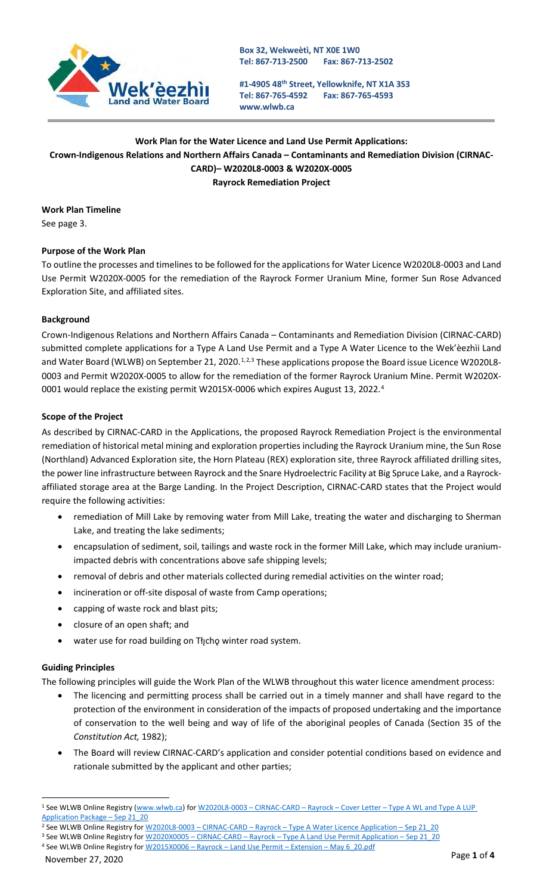Box 32, Wekweètì, NT X0E 1W0
Tel: 867-713-2500 Fax: 867-713-2502

#1-4905 48th Street, Yellowknife, NT X1A 3S3
Tel: 867-765-4592 Fax: 867-765-4593
www.wlwb.ca

**Work Plan for the Water Licence and Land Use Permit Applications:**
**Crown-Indigenous Relations and Northern Affairs Canada – Contaminants and Remediation Division (CIRNAC-CARD)– W2020L8-0003 & W2020X-0005**
**Rayrock Remediation Project**

**Work Plan Timeline**

See page 3.

**Purpose of the Work Plan**

To outline the processes and timelines to be followed for the applications for Water Licence W2020L8-0003 and Land Use Permit W2020X-0005 for the remediation of the Rayrock Former Uranium Mine, former Sun Rose Advanced Exploration Site, and affiliated sites.

**Background**

Crown-Indigenous Relations and Northern Affairs Canada – Contaminants and Remediation Division (CIRNAC-CARD) submitted complete applications for a Type A Land Use Permit and a Type A Water Licence to the Wek'èezhìi Land and Water Board (WLWB) on September 21, 2020.[1,2,3] These applications propose the Board issue Licence W2020L8-0003 and Permit W2020X-0005 to allow for the remediation of the former Rayrock Uranium Mine. Permit W2020X-0001 would replace the existing permit W2015X-0006 which expires August 13, 2022.[4]

**Scope of the Project**

As described by CIRNAC-CARD in the Applications, the proposed Rayrock Remediation Project is the environmental remediation of historical metal mining and exploration properties including the Rayrock Uranium mine, the Sun Rose (Northland) Advanced Exploration site, the Horn Plateau (REX) exploration site, three Rayrock affiliated drilling sites, the power line infrastructure between Rayrock and the Snare Hydroelectric Facility at Big Spruce Lake, and a Rayrock-affiliated storage area at the Barge Landing. In the Project Description, CIRNAC-CARD states that the Project would require the following activities:

- remediation of Mill Lake by removing water from Mill Lake, treating the water and discharging to Sherman Lake, and treating the lake sediments;
- encapsulation of sediment, soil, tailings and waste rock in the former Mill Lake, which may include uranium-impacted debris with concentrations above safe shipping levels;
- removal of debris and other materials collected during remedial activities on the winter road;
- incineration or off-site disposal of waste from Camp operations;
- capping of waste rock and blast pits;
- closure of an open shaft; and
- water use for road building on Tłı̨chǫ winter road system.

**Guiding Principles**

The following principles will guide the Work Plan of the WLWB throughout this water licence amendment process:

- The licencing and permitting process shall be carried out in a timely manner and shall have regard to the protection of the environment in consideration of the impacts of proposed undertaking and the importance of conservation to the well being and way of life of the aboriginal peoples of Canada (Section 35 of the *Constitution Act,* 1982);
- The Board will review CIRNAC-CARD's application and consider potential conditions based on evidence and rationale submitted by the applicant and other parties;

---

[1] See WLWB Online Registry (www.wlwb.ca) for W2020L8-0003 – CIRNAC-CARD – Rayrock – Cover Letter – Type A WL and Type A LUP Application Package – Sep 21_20

[2] See WLWB Online Registry for W2020L8-0003 – CIRNAC-CARD – Rayrock – Type A Water Licence Application – Sep 21_20

[3] See WLWB Online Registry for W2020X0005 – CIRNAC-CARD – Rayrock – Type A Land Use Permit Application – Sep 21_20

[4] See WLWB Online Registry for W2015X0006 – Rayrock – Land Use Permit – Extension – May 6_20.pdf

November 27, 2020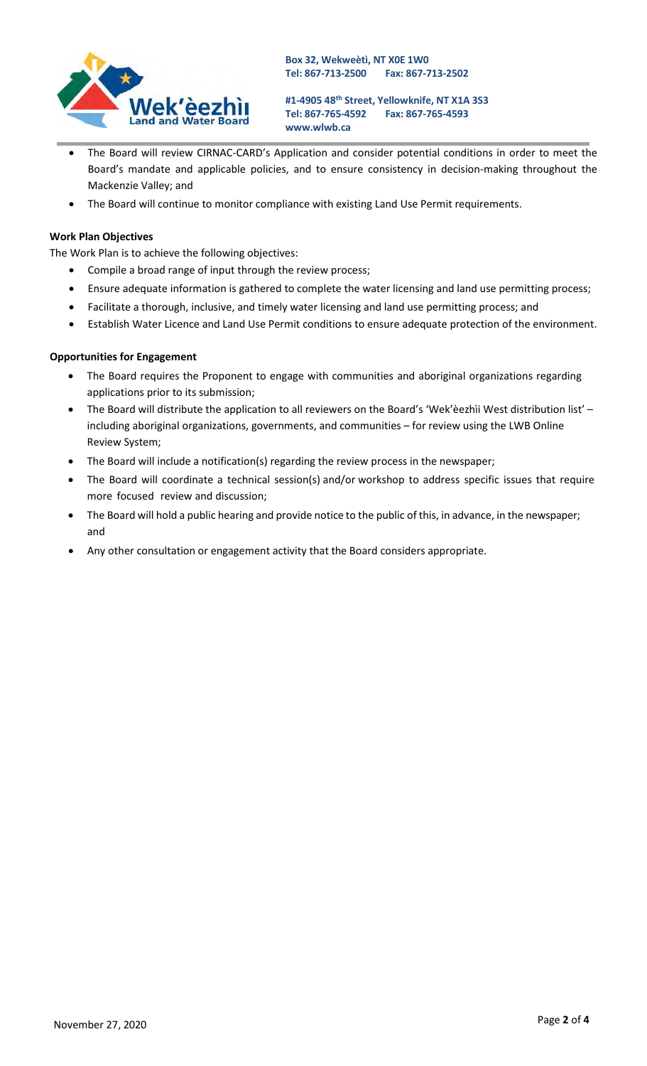- The Board will review CIRNAC-CARD's Application and consider potential conditions in order to meet the Board's mandate and applicable policies, and to ensure consistency in decision-making throughout the Mackenzie Valley; and
- The Board will continue to monitor compliance with existing Land Use Permit requirements.

**Work Plan Objectives**

The Work Plan is to achieve the following objectives:

- Compile a broad range of input through the review process;
- Ensure adequate information is gathered to complete the water licensing and land use permitting process;
- Facilitate a thorough, inclusive, and timely water licensing and land use permitting process; and
- Establish Water Licence and Land Use Permit conditions to ensure adequate protection of the environment.

**Opportunities for Engagement**

- The Board requires the Proponent to engage with communities and aboriginal organizations regarding applications prior to its submission;
- The Board will distribute the application to all reviewers on the Board's 'Wek'èezhìi West distribution list' – including aboriginal organizations, governments, and communities – for review using the LWB Online Review System;
- The Board will include a notification(s) regarding the review process in the newspaper;
- The Board will coordinate a technical session(s) and/or workshop to address specific issues that require more focused review and discussion;
- The Board will hold a public hearing and provide notice to the public of this, in advance, in the newspaper; and
- Any other consultation or engagement activity that the Board considers appropriate.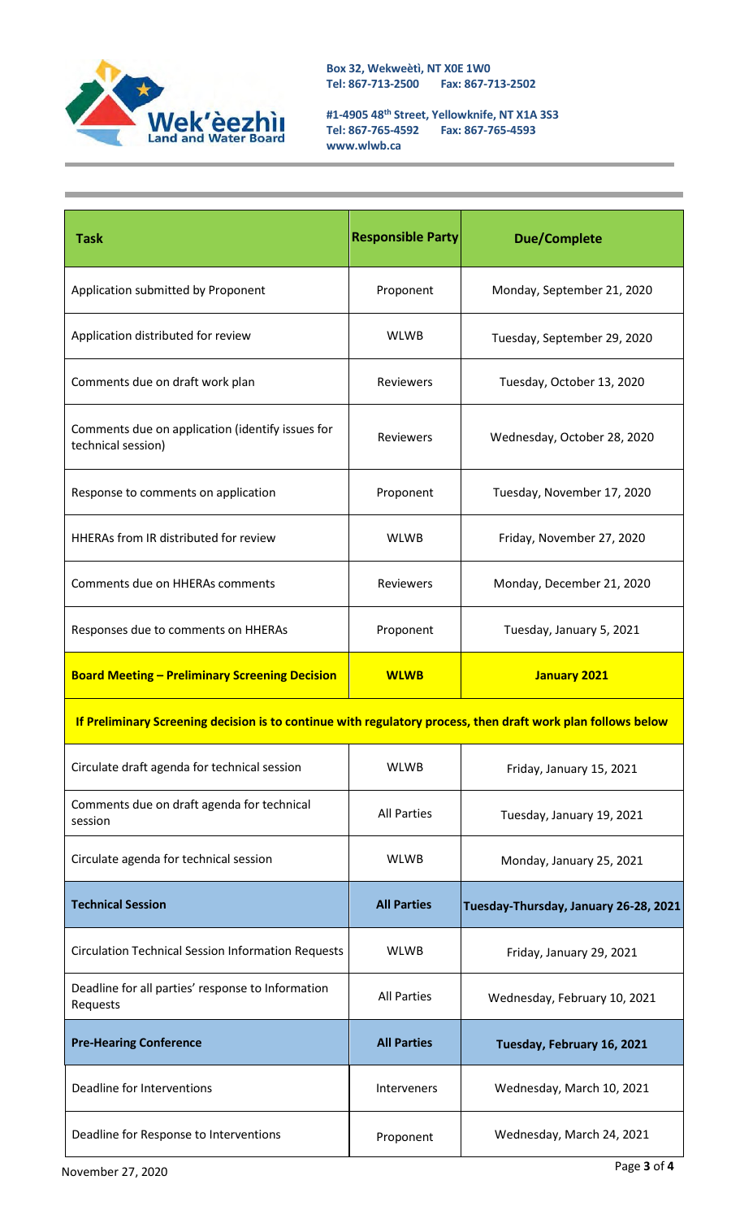| Task | Responsible Party | Due/Complete |
|---|---|---|
| Application submitted by Proponent | Proponent | Monday, September 21, 2020 |
| Application distributed for review | WLWB | Tuesday, September 29, 2020 |
| Comments due on draft work plan | Reviewers | Tuesday, October 13, 2020 |
| Comments due on application (identify issues for technical session) | Reviewers | Wednesday, October 28, 2020 |
| Response to comments on application | Proponent | Tuesday, November 17, 2020 |
| HHERAs from IR distributed for review | WLWB | Friday, November 27, 2020 |
| Comments due on HHERAs comments | Reviewers | Monday, December 21, 2020 |
| Responses due to comments on HHERAs | Proponent | Tuesday, January 5, 2021 |
| **Board Meeting – Preliminary Screening Decision** | **WLWB** | **January 2021** |
| **If Preliminary Screening decision is to continue with regulatory process, then draft work plan follows below** | | |
| Circulate draft agenda for technical session | WLWB | Friday, January 15, 2021 |
| Comments due on draft agenda for technical session | All Parties | Tuesday, January 19, 2021 |
| Circulate agenda for technical session | WLWB | Monday, January 25, 2021 |
| **Technical Session** | **All Parties** | **Tuesday-Thursday, January 26-28, 2021** |
| Circulation Technical Session Information Requests | WLWB | Friday, January 29, 2021 |
| Deadline for all parties' response to Information Requests | All Parties | Wednesday, February 10, 2021 |
| **Pre-Hearing Conference** | **All Parties** | **Tuesday, February 16, 2021** |
| Deadline for Interventions | Interveners | Wednesday, March 10, 2021 |
| Deadline for Response to Interventions | Proponent | Wednesday, March 24, 2021 |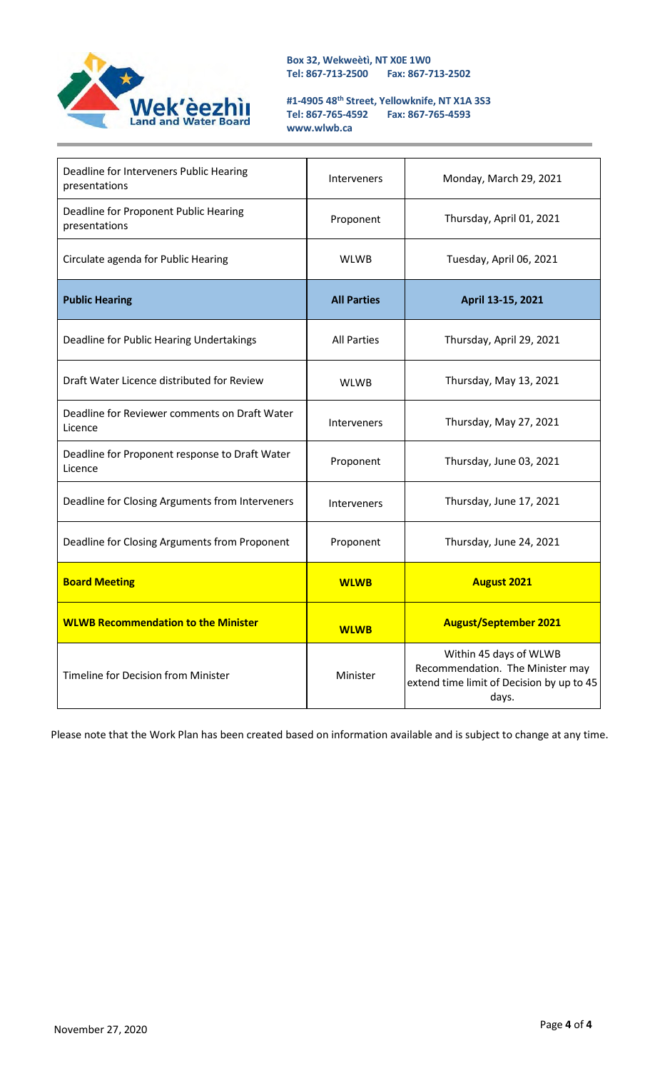| | | |
|---|---|---|
| Deadline for Interveners Public Hearing presentations | Interveners | Monday, March 29, 2021 |
| Deadline for Proponent Public Hearing presentations | Proponent | Thursday, April 01, 2021 |
| Circulate agenda for Public Hearing | WLWB | Tuesday, April 06, 2021 |
| **Public Hearing** | **All Parties** | **April 13-15, 2021** |
| Deadline for Public Hearing Undertakings | All Parties | Thursday, April 29, 2021 |
| Draft Water Licence distributed for Review | WLWB | Thursday, May 13, 2021 |
| Deadline for Reviewer comments on Draft Water Licence | Interveners | Thursday, May 27, 2021 |
| Deadline for Proponent response to Draft Water Licence | Proponent | Thursday, June 03, 2021 |
| Deadline for Closing Arguments from Interveners | Interveners | Thursday, June 17, 2021 |
| Deadline for Closing Arguments from Proponent | Proponent | Thursday, June 24, 2021 |
| **Board Meeting** | **WLWB** | **August 2021** |
| **WLWB Recommendation to the Minister** | **WLWB** | **August/September 2021** |
| Timeline for Decision from Minister | Minister | Within 45 days of WLWB Recommendation. The Minister may extend time limit of Decision by up to 45 days. |

Please note that the Work Plan has been created based on information available and is subject to change at any time.